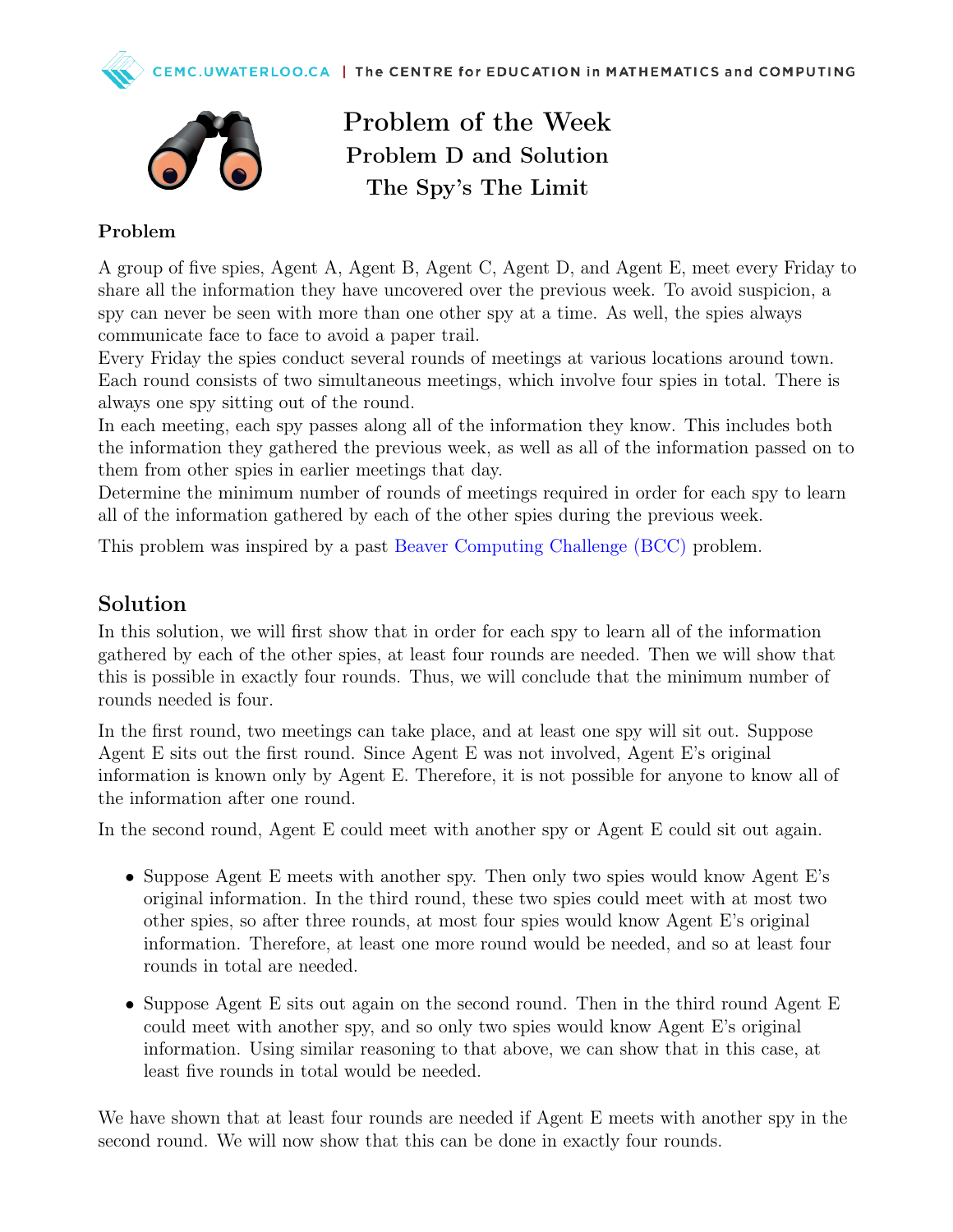# Problem of the Week
## Problem D and Solution
## The Spy's The Limit

### Problem

A group of five spies, Agent A, Agent B, Agent C, Agent D, and Agent E, meet every Friday to share all the information they have uncovered over the previous week. To avoid suspicion, a spy can never be seen with more than one other spy at a time. As well, the spies always communicate face to face to avoid a paper trail.

Every Friday the spies conduct several rounds of meetings at various locations around town. Each round consists of two simultaneous meetings, which involve four spies in total. There is always one spy sitting out of the round.

In each meeting, each spy passes along all of the information they know. This includes both the information they gathered the previous week, as well as all of the information passed on to them from other spies in earlier meetings that day.

Determine the minimum number of rounds of meetings required in order for each spy to learn all of the information gathered by each of the other spies during the previous week.

This problem was inspired by a past Beaver Computing Challenge (BCC) problem.

## Solution

In this solution, we will first show that in order for each spy to learn all of the information gathered by each of the other spies, at least four rounds are needed. Then we will show that this is possible in exactly four rounds. Thus, we will conclude that the minimum number of rounds needed is four.

In the first round, two meetings can take place, and at least one spy will sit out. Suppose Agent E sits out the first round. Since Agent E was not involved, Agent E's original information is known only by Agent E. Therefore, it is not possible for anyone to know all of the information after one round.

In the second round, Agent E could meet with another spy or Agent E could sit out again.

- Suppose Agent E meets with another spy. Then only two spies would know Agent E's original information. In the third round, these two spies could meet with at most two other spies, so after three rounds, at most four spies would know Agent E's original information. Therefore, at least one more round would be needed, and so at least four rounds in total are needed.
- Suppose Agent E sits out again on the second round. Then in the third round Agent E could meet with another spy, and so only two spies would know Agent E's original information. Using similar reasoning to that above, we can show that in this case, at least five rounds in total would be needed.

We have shown that at least four rounds are needed if Agent E meets with another spy in the second round. We will now show that this can be done in exactly four rounds.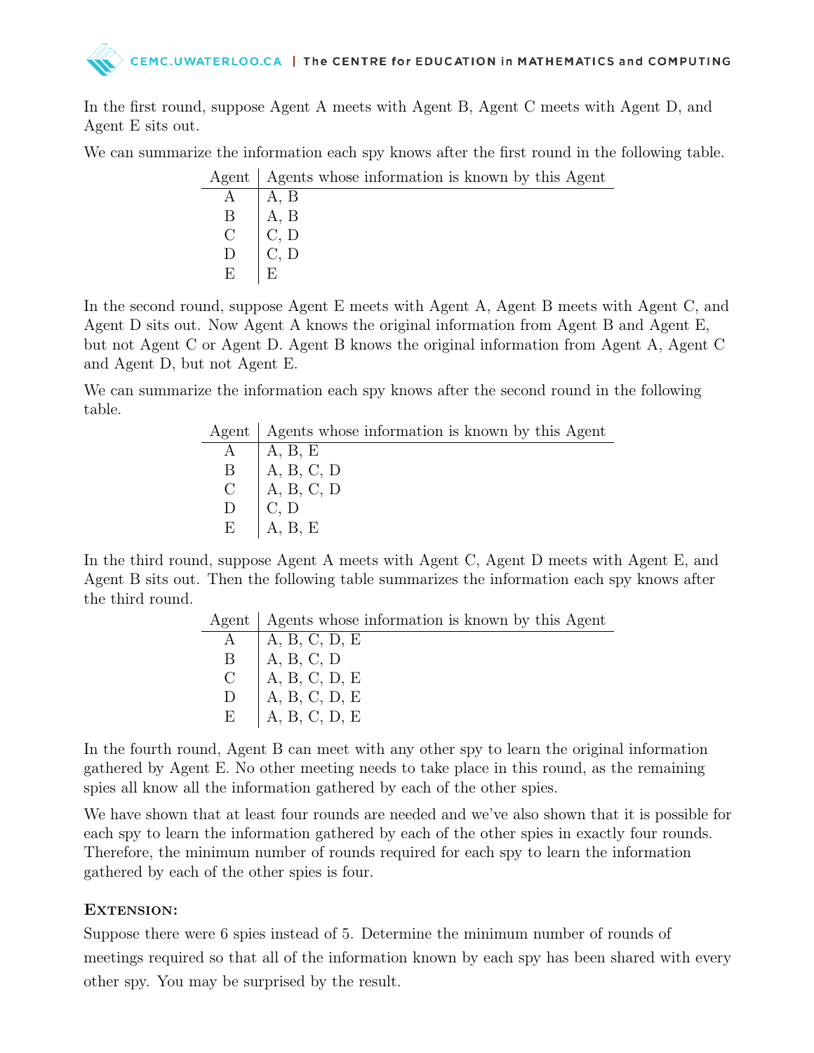In the first round, suppose Agent A meets with Agent B, Agent C meets with Agent D, and Agent E sits out.

We can summarize the information each spy knows after the first round in the following table.

| Agent | Agents whose information is known by this Agent |
|---|---|
| A | A, B |
| B | A, B |
| C | C, D |
| D | C, D |
| E | E |

In the second round, suppose Agent E meets with Agent A, Agent B meets with Agent C, and Agent D sits out. Now Agent A knows the original information from Agent B and Agent E, but not Agent C or Agent D. Agent B knows the original information from Agent A, Agent C and Agent D, but not Agent E.

We can summarize the information each spy knows after the second round in the following table.

| Agent | Agents whose information is known by this Agent |
|---|---|
| A | A, B, E |
| B | A, B, C, D |
| C | A, B, C, D |
| D | C, D |
| E | A, B, E |

In the third round, suppose Agent A meets with Agent C, Agent D meets with Agent E, and Agent B sits out. Then the following table summarizes the information each spy knows after the third round.

| Agent | Agents whose information is known by this Agent |
|---|---|
| A | A, B, C, D, E |
| B | A, B, C, D |
| C | A, B, C, D, E |
| D | A, B, C, D, E |
| E | A, B, C, D, E |

In the fourth round, Agent B can meet with any other spy to learn the original information gathered by Agent E. No other meeting needs to take place in this round, as the remaining spies all know all the information gathered by each of the other spies.

We have shown that at least four rounds are needed and we've also shown that it is possible for each spy to learn the information gathered by each of the other spies in exactly four rounds. Therefore, the minimum number of rounds required for each spy to learn the information gathered by each of the other spies is four.

**Extension:**

Suppose there were 6 spies instead of 5. Determine the minimum number of rounds of meetings required so that all of the information known by each spy has been shared with every other spy. You may be surprised by the result.